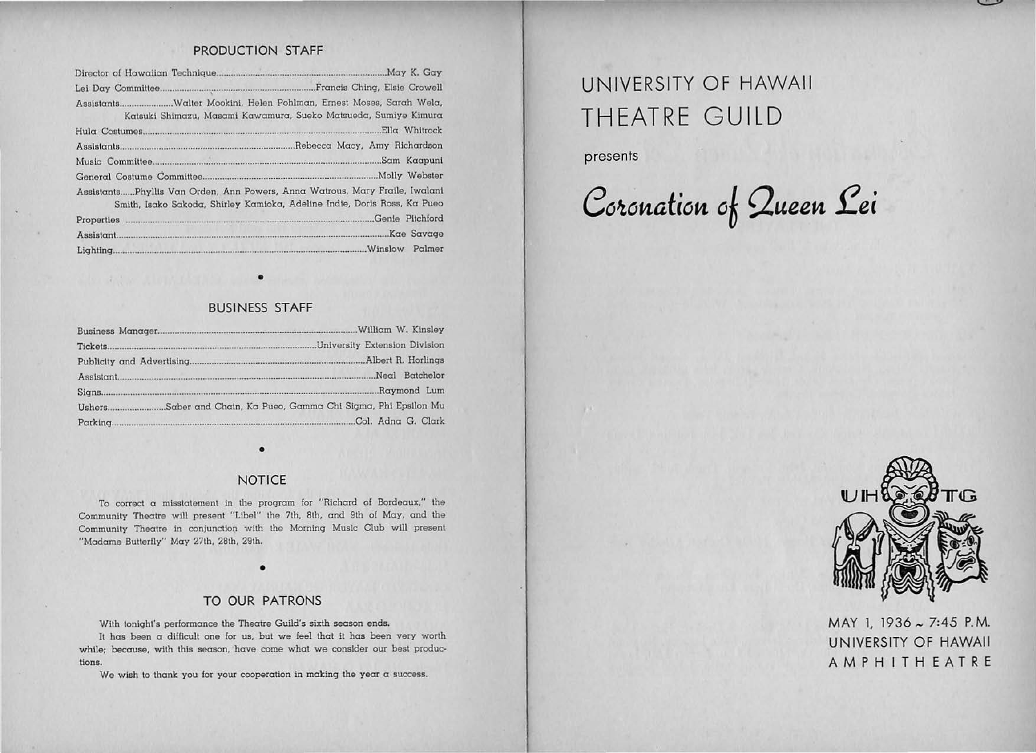## PRODUCTION STAFF

Director of Hawaiian Technique............May K. Gay
Lei Day Committee............Francis Ching, Elsie Crowell
Assistants............Walter Mookini, Helen Pohlman, Ernest Moses, Sarah Wela, Katsuki Shimazu, Masami Kawamura, Sueko Matsueda, Sumiye Kimura
Hula Costumes............Ella Whitrock
Assistants............Rebecca Macy, Amy Richardson
Music Committee............Sam Kaapuni
General Costume Committee............Molly Webster
Assistants......Phyllis Van Orden, Ann Powers, Anna Watrous, Mary Fraile, Iwalani Smith, Isako Sakoda, Shirley Kamioka, Adeline Indie, Doris Ross, Ka Pueo
Properties............Genie Pitchford
Assistant............Kae Savage
Lighting............Winslow Palmer

## BUSINESS STAFF

Business Manager............William W. Kinsley
Tickets............University Extension Division
Publicity and Advertising............Albert R. Horlings
Assistant............Neal Batchelor
Signs............Raymond Lum
Ushers............Saber and Chain, Ka Pueo, Gamma Chi Sigma, Phi Epsilon Mu
Parking............Col. Adna G. Clark

## NOTICE

To correct a misstatement in the program for "Richard of Bordeaux," the Community Theatre will present "Libel" the 7th, 8th, and 9th of May, and the Community Theatre in conjunction with the Morning Music Club will present "Madame Butterfly" May 27th, 28th, 29th.

## TO OUR PATRONS

With tonight's performance the Theatre Guild's sixth season ends.

It has been a difficult one for us, but we feel that it has been very worth while; because, with this season, have come what we consider our best productions.

We wish to thank you for your cooperation in making the year a success.

# UNIVERSITY OF HAWAII THEATRE GUILD

presents

# *Coronation of Queen Lei*

UHTG

MAY 1, 1936 ~ 7:45 P.M.
UNIVERSITY OF HAWAII
AMPHITHEATRE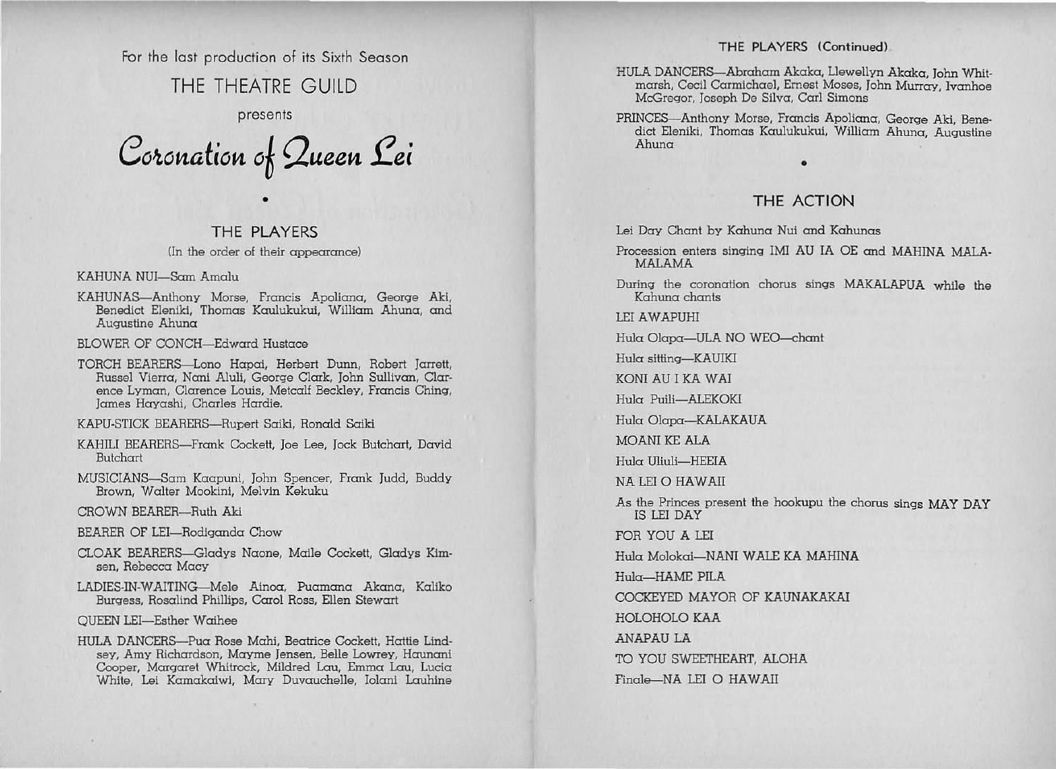For the last production of its Sixth Season

THE THEATRE GUILD

presents

# Coronation of Queen Lei

•

## THE PLAYERS

(In the order of their appearance)

KAHUNA NUI—Sam Amalu

KAHUNAS—Anthony Morse, Francis Apoliana, George Aki, Benedict Eleniki, Thomas Kaulukukui, William Ahuna, and Augustine Ahuna

BLOWER OF CONCH—Edward Hustace

TORCH BEARERS—Lono Hapai, Herbert Dunn, Robert Jarrett, Russel Vierra, Nani Aluli, George Clark, John Sullivan, Clarence Lyman, Clarence Louis, Metcalf Beckley, Francis Ching, James Hayashi, Charles Hardie.

KAPU-STICK BEARERS—Rupert Saiki, Ronald Saiki

KAHILI BEARERS—Frank Cockett, Joe Lee, Jock Butchart, David Butchart

MUSICIANS—Sam Kaapuni, John Spencer, Frank Judd, Buddy Brown, Walter Mookini, Melvin Kekuku

CROWN BEARER—Ruth Aki

BEARER OF LEI—Rodiganda Chow

CLOAK BEARERS—Gladys Naone, Maile Cockett, Gladys Kimsen, Rebecca Macy

LADIES-IN-WAITING—Mele Ainoa, Puamana Akana, Kaliko Burgess, Rosalind Phillips, Carol Ross, Ellen Stewart

QUEEN LEI—Esther Waihee

HULA DANCERS—Pua Rose Mahi, Beatrice Cockett, Hattie Lindsey, Amy Richardson, Mayme Jensen, Belle Lowrey, Haunani Cooper, Margaret Whitrock, Mildred Lau, Emma Lau, Lucia White, Lei Kamakaiwi, Mary Duvauchelle, Iolani Lauhine

## THE PLAYERS (Continued)

HULA DANCERS—Abraham Akaka, Llewellyn Akaka, John Whitmarsh, Cecil Carmichael, Ernest Moses, John Murray, Ivanhoe McGregor, Joseph De Silva, Carl Simons

PRINCES—Anthony Morse, Francis Apoliana, George Aki, Benedict Eleniki, Thomas Kaulukukui, William Ahuna, Augustine Ahuna

•

## THE ACTION

Lei Day Chant by Kahuna Nui and Kahunas

Procession enters singing IMI AU IA OE and MAHINA MALAMALAMA

During the coronation chorus sings MAKALAPUA while the Kahuna chants

LEI AWAPUHI

Hula Olapa—ULA NO WEO—chant

Hula sitting—KAUIKI

KONI AU I KA WAI

Hula Puili—ALEKOKI

Hula Olapa—KALAKAUA

MOANI KE ALA

Hula Uliuli—HEEIA

NA LEI O HAWAII

As the Princes present the hookupu the chorus sings MAY DAY IS LEI DAY

FOR YOU A LEI

Hula Molokai—NANI WALE KA MAHINA

Hula—HAME PILA

COCKEYED MAYOR OF KAUNAKAKAI

HOLOHOLO KAA

ANAPAU LA

TO YOU SWEETHEART, ALOHA

Finale—NA LEI O HAWAII